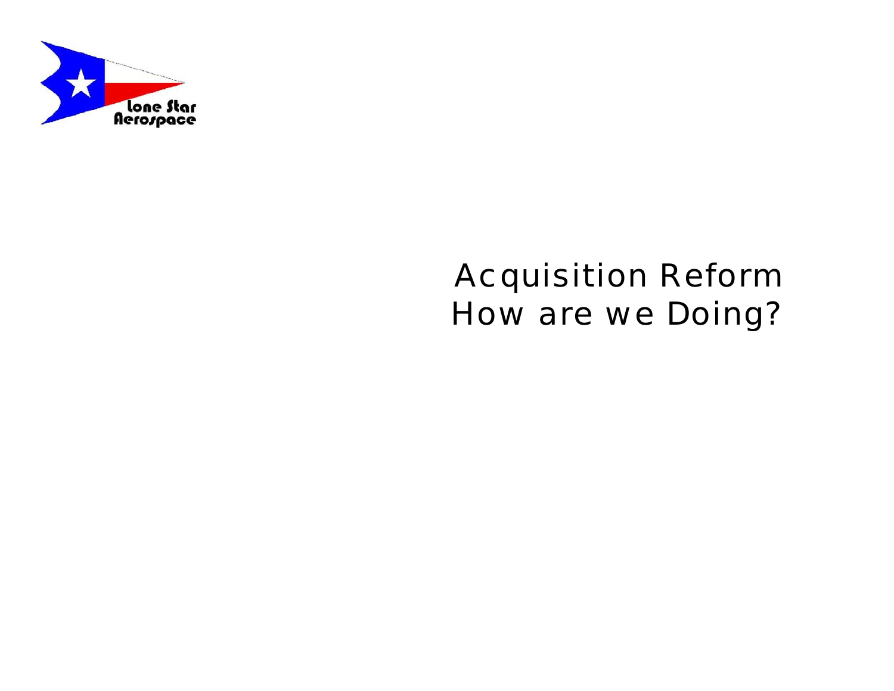Lone Star Aerospace

# Acquisition Reform How are we Doing?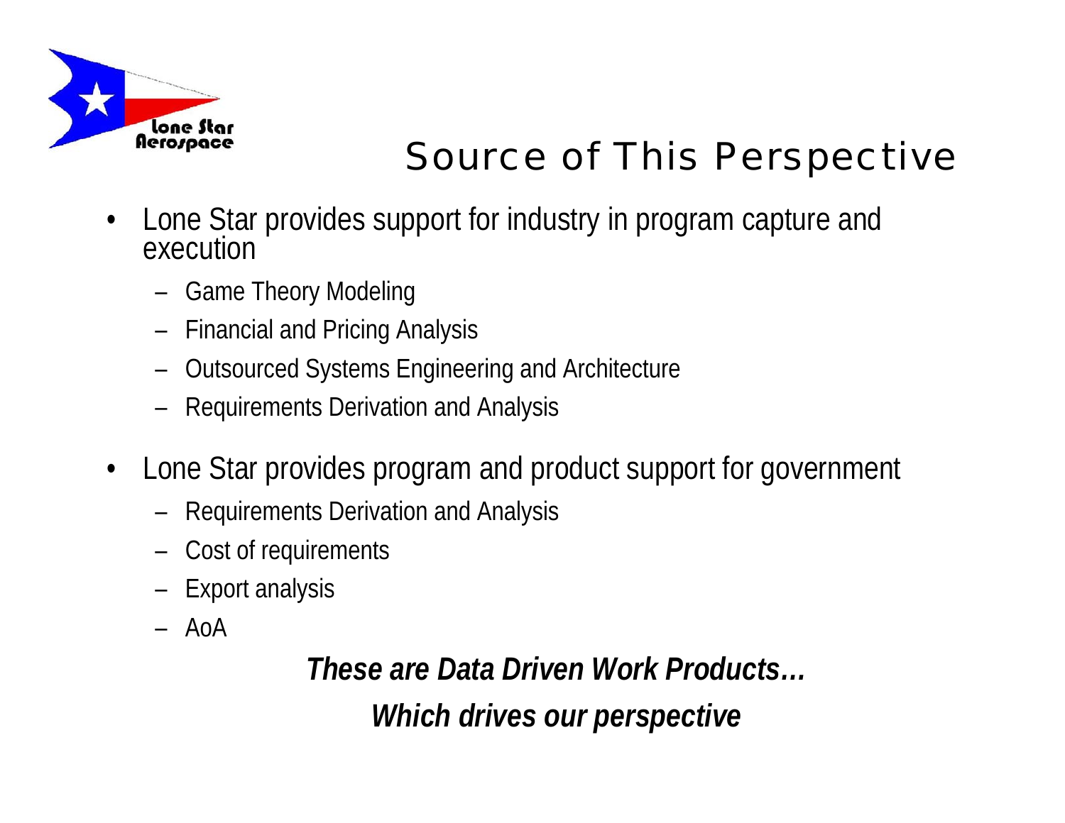# Source of This Perspective

- Lone Star provides support for industry in program capture and execution
  - Game Theory Modeling
  - Financial and Pricing Analysis
  - Outsourced Systems Engineering and Architecture
  - Requirements Derivation and Analysis
- Lone Star provides program and product support for government
  - Requirements Derivation and Analysis
  - Cost of requirements
  - Export analysis
  - AoA

***These are Data Driven Work Products…***

***Which drives our perspective***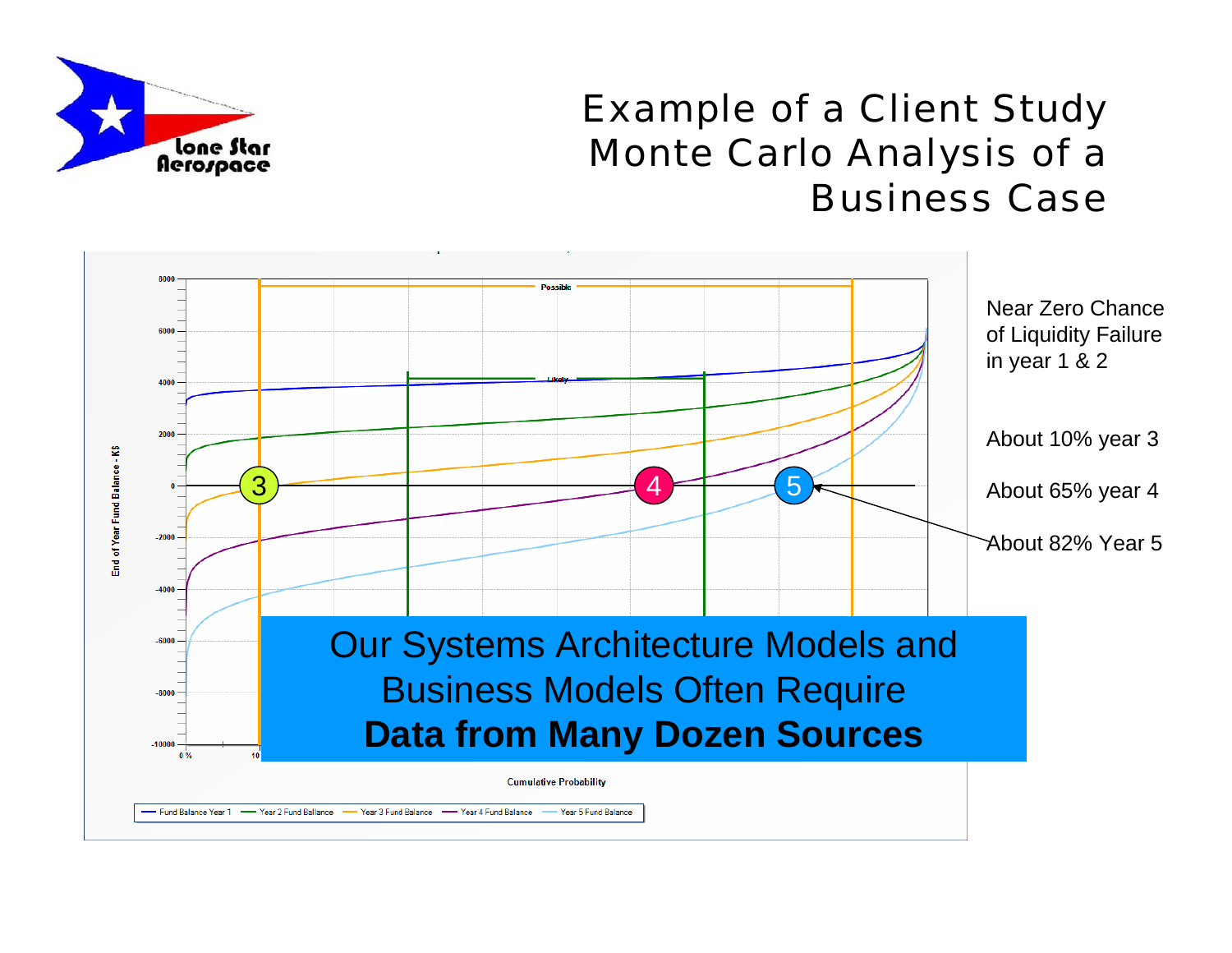# Example of a Client Study Monte Carlo Analysis of a Business Case

Possible

Likely

End of Year Fund Balance - K$

Cumulative Probability

Fund Balance Year 1 — Year 2 Fund Ballance — Year 3 Fund Balance — Year 4 Fund Balance — Year 5 Fund Balance

3

4

5

Near Zero Chance of Liquidity Failure in year 1 & 2

About 10% year 3

About 65% year 4

About 82% Year 5

Our Systems Architecture Models and Business Models Often Require **Data from Many Dozen Sources**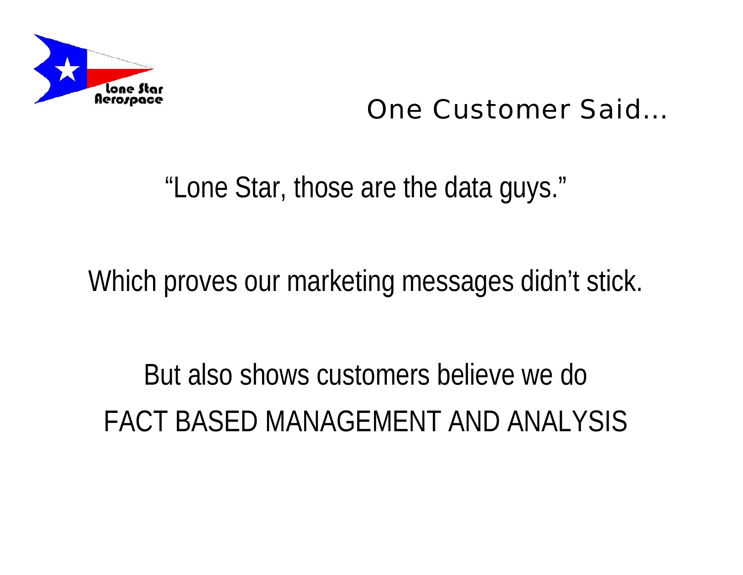## One Customer Said…

"Lone Star, those are the data guys."

Which proves our marketing messages didn't stick.

But also shows customers believe we do
FACT BASED MANAGEMENT AND ANALYSIS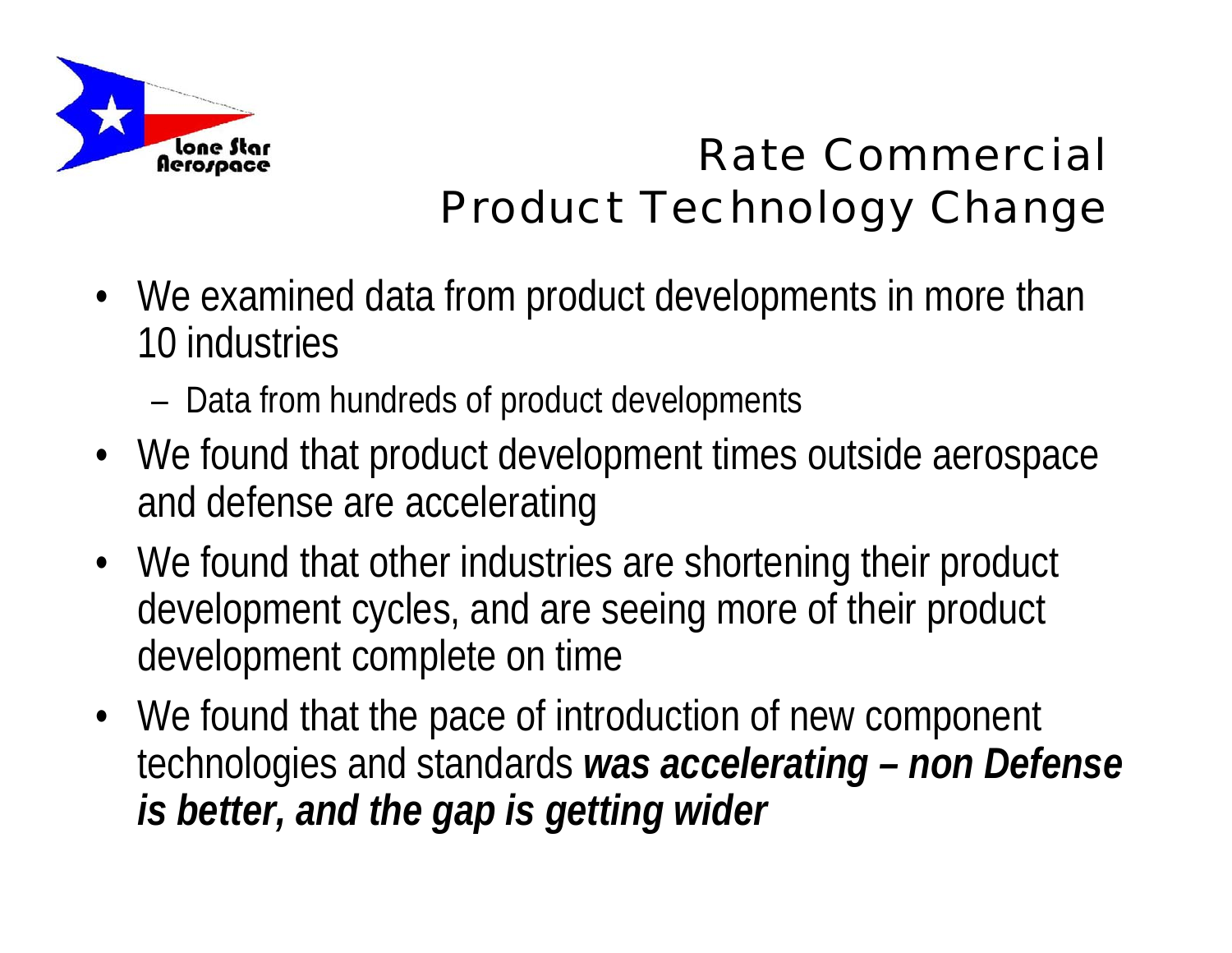# Rate Commercial Product Technology Change

- We examined data from product developments in more than 10 industries
  - Data from hundreds of product developments
- We found that product development times outside aerospace and defense are accelerating
- We found that other industries are shortening their product development cycles, and are seeing more of their product development complete on time
- We found that the pace of introduction of new component technologies and standards ***was accelerating – non Defense is better, and the gap is getting wider***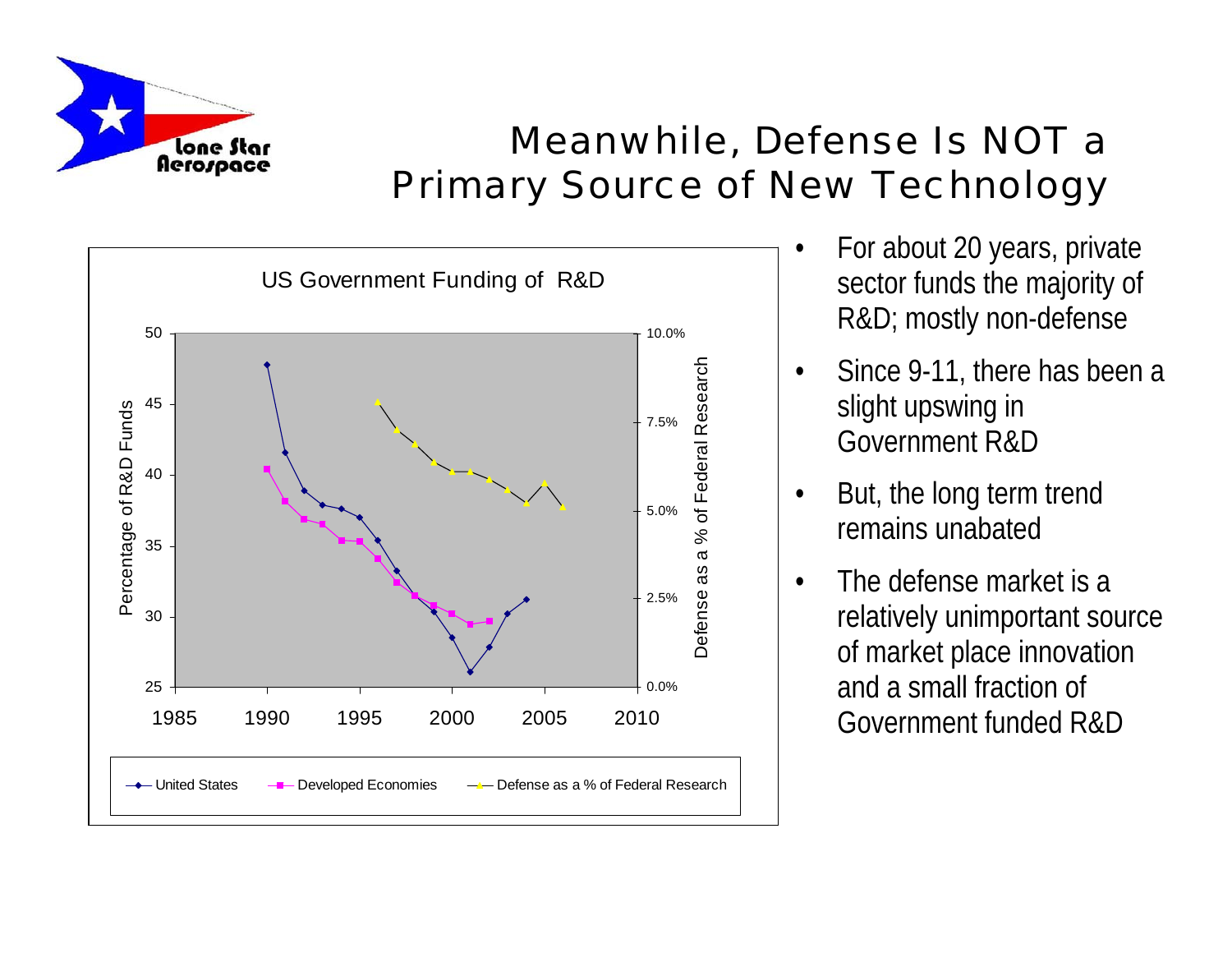# Meanwhile, Defense Is NOT a Primary Source of New Technology

**US Government Funding of R&D**

- For about 20 years, private sector funds the majority of R&D; mostly non-defense
- Since 9-11, there has been a slight upswing in Government R&D
- But, the long term trend remains unabated
- The defense market is a relatively unimportant source of market place innovation and a small fraction of Government funded R&D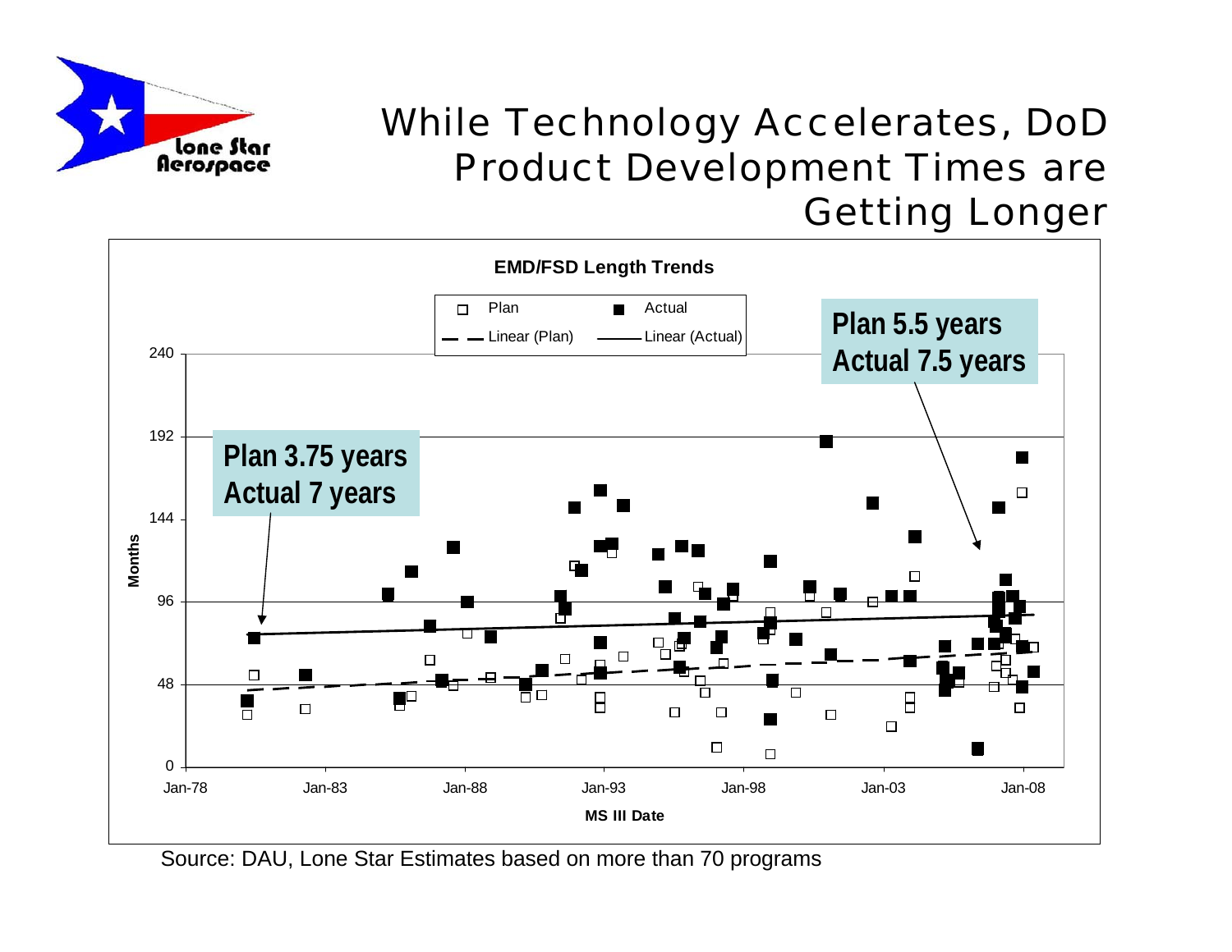# While Technology Accelerates, DoD Product Development Times are Getting Longer

**EMD/FSD Length Trends**

Plan / Actual / Linear (Plan) / Linear (Actual)

**Plan 3.75 years**
**Actual 7 years**

**Plan 5.5 years**
**Actual 7.5 years**

Months: 0, 48, 96, 144, 192, 240

MS III Date: Jan-78, Jan-83, Jan-88, Jan-93, Jan-98, Jan-03, Jan-08

Source: DAU, Lone Star Estimates based on more than 70 programs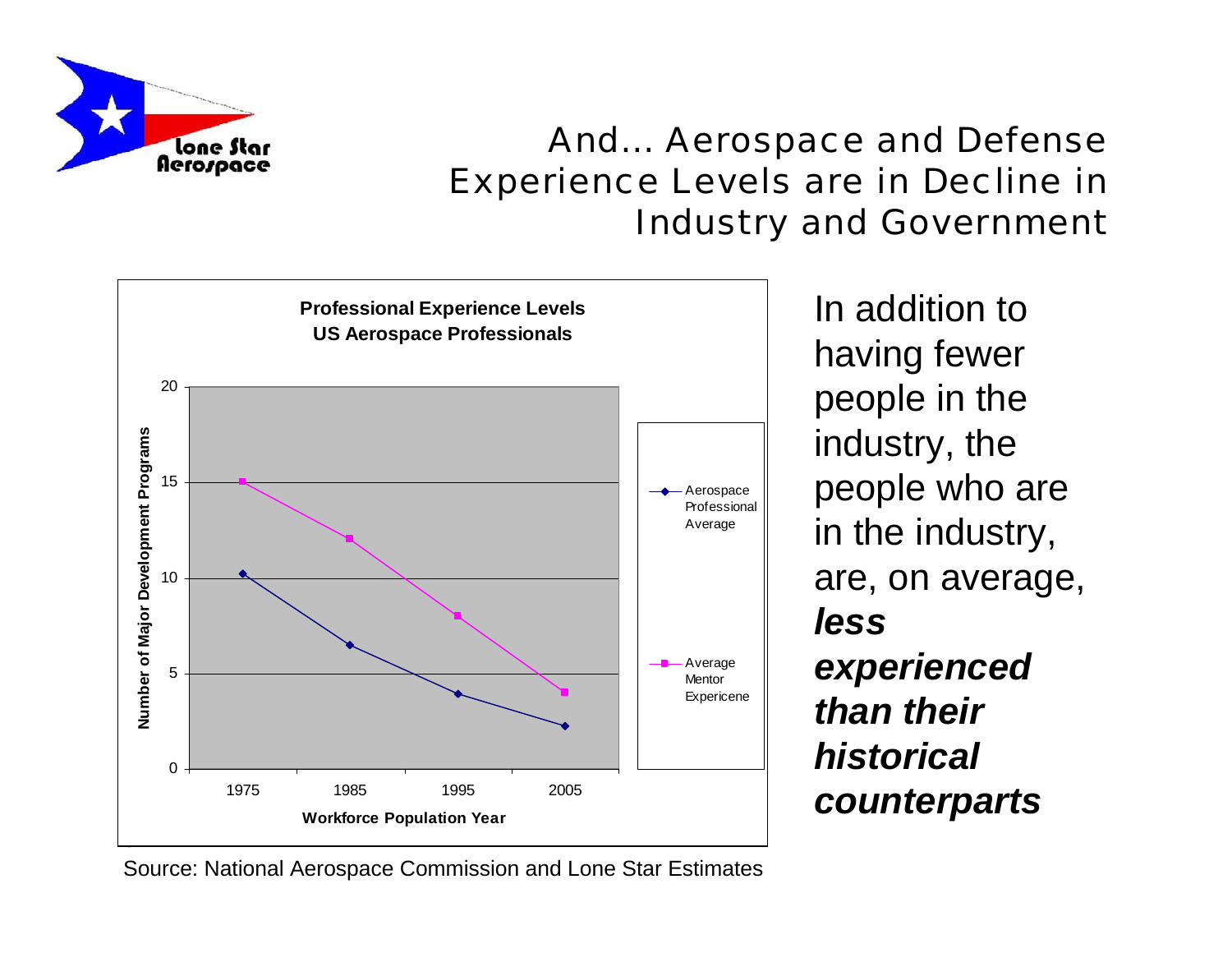# And… Aerospace and Defense Experience Levels are in Decline in Industry and Government

**Professional Experience Levels**
**US Aerospace Professionals**

| Workforce Population Year | Aerospace Professional Average | Average Mentor Expericene |
|---|---|---|
| 1975 | 10.2 | 15 |
| 1985 | 6.5 | 12 |
| 1995 | 3.9 | 8 |
| 2005 | 2.2 | 4 |

Number of Major Development Programs

Source: National Aerospace Commission and Lone Star Estimates

In addition to having fewer people in the industry, the people who are in the industry, are, on average, ***less experienced than their historical counterparts***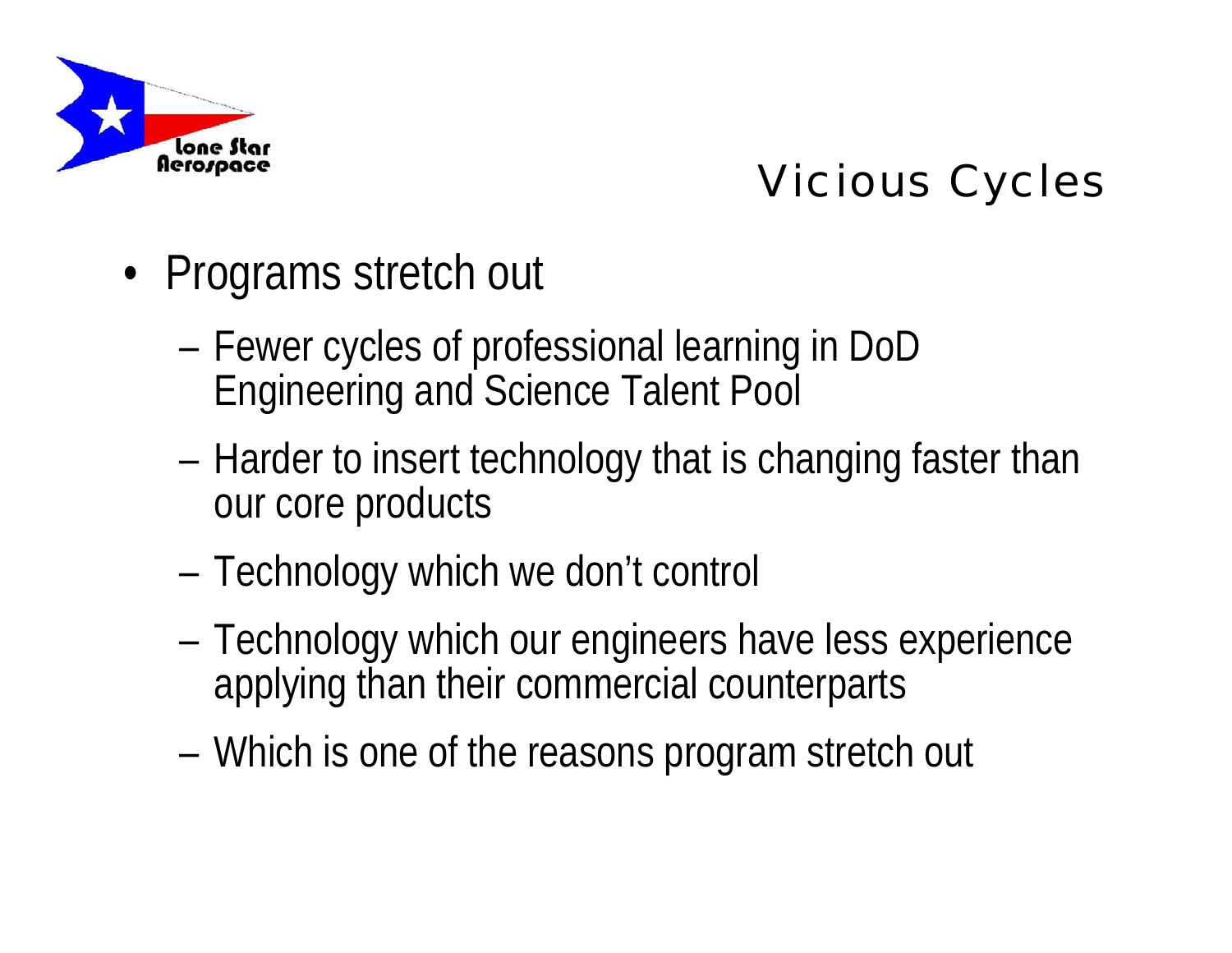# Vicious Cycles

- Programs stretch out
  - Fewer cycles of professional learning in DoD Engineering and Science Talent Pool
  - Harder to insert technology that is changing faster than our core products
  - Technology which we don't control
  - Technology which our engineers have less experience applying than their commercial counterparts
  - Which is one of the reasons program stretch out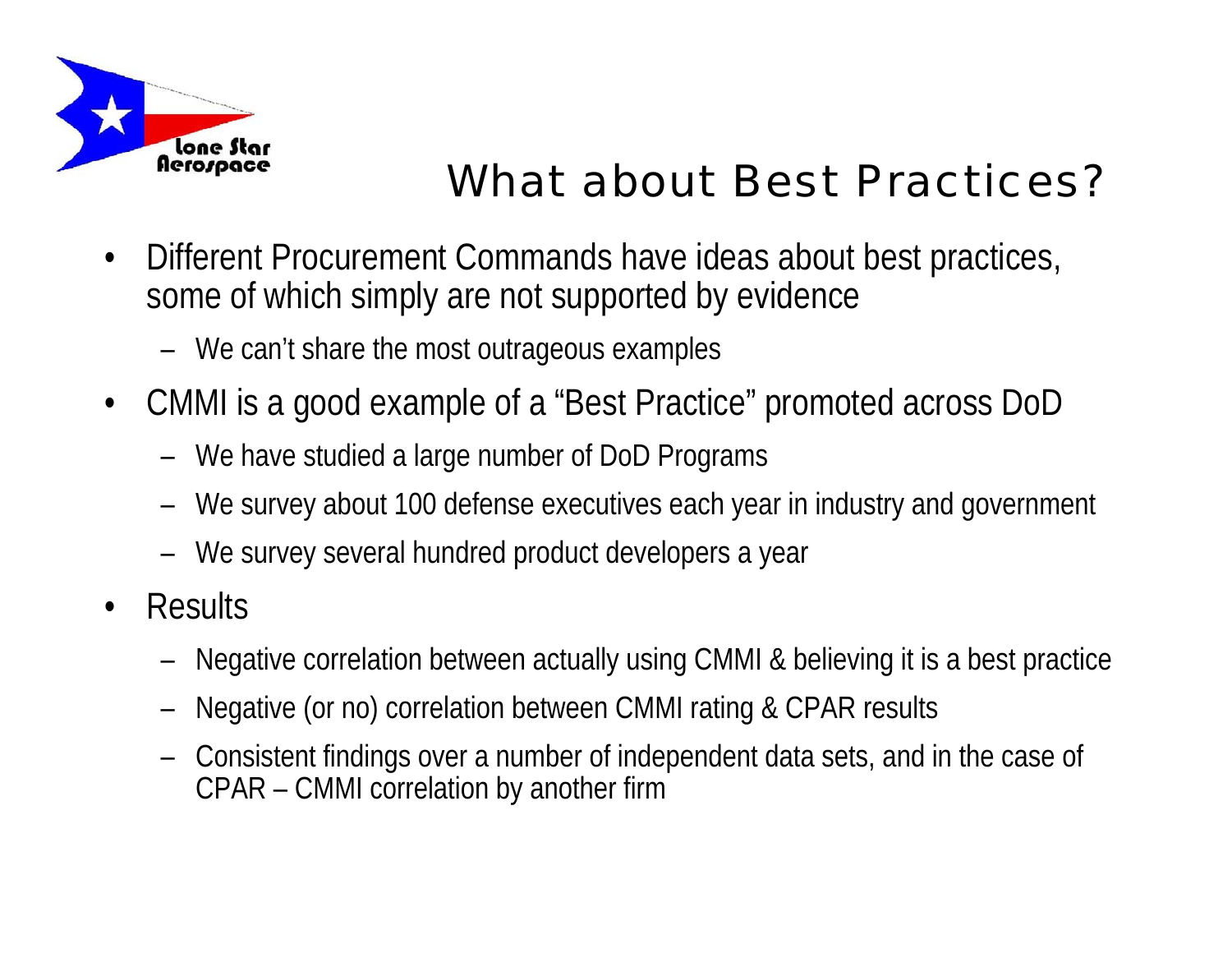# What about Best Practices?

- Different Procurement Commands have ideas about best practices, some of which simply are not supported by evidence
  - We can't share the most outrageous examples
- CMMI is a good example of a "Best Practice" promoted across DoD
  - We have studied a large number of DoD Programs
  - We survey about 100 defense executives each year in industry and government
  - We survey several hundred product developers a year
- Results
  - Negative correlation between actually using CMMI & believing it is a best practice
  - Negative (or no) correlation between CMMI rating & CPAR results
  - Consistent findings over a number of independent data sets, and in the case of CPAR – CMMI correlation by another firm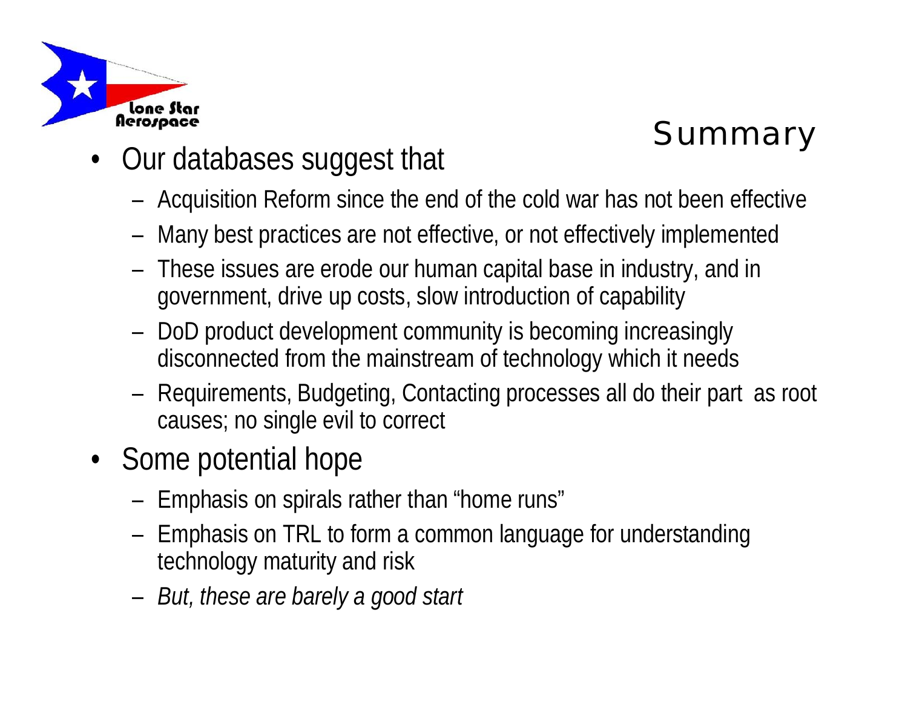Lone Star Aerospace

# Summary

- Our databases suggest that
  - Acquisition Reform since the end of the cold war has not been effective
  - Many best practices are not effective, or not effectively implemented
  - These issues are erode our human capital base in industry, and in government, drive up costs, slow introduction of capability
  - DoD product development community is becoming increasingly disconnected from the mainstream of technology which it needs
  - Requirements, Budgeting, Contacting processes all do their part as root causes; no single evil to correct
- Some potential hope
  - Emphasis on spirals rather than “home runs”
  - Emphasis on TRL to form a common language for understanding technology maturity and risk
  - *But, these are barely a good start*